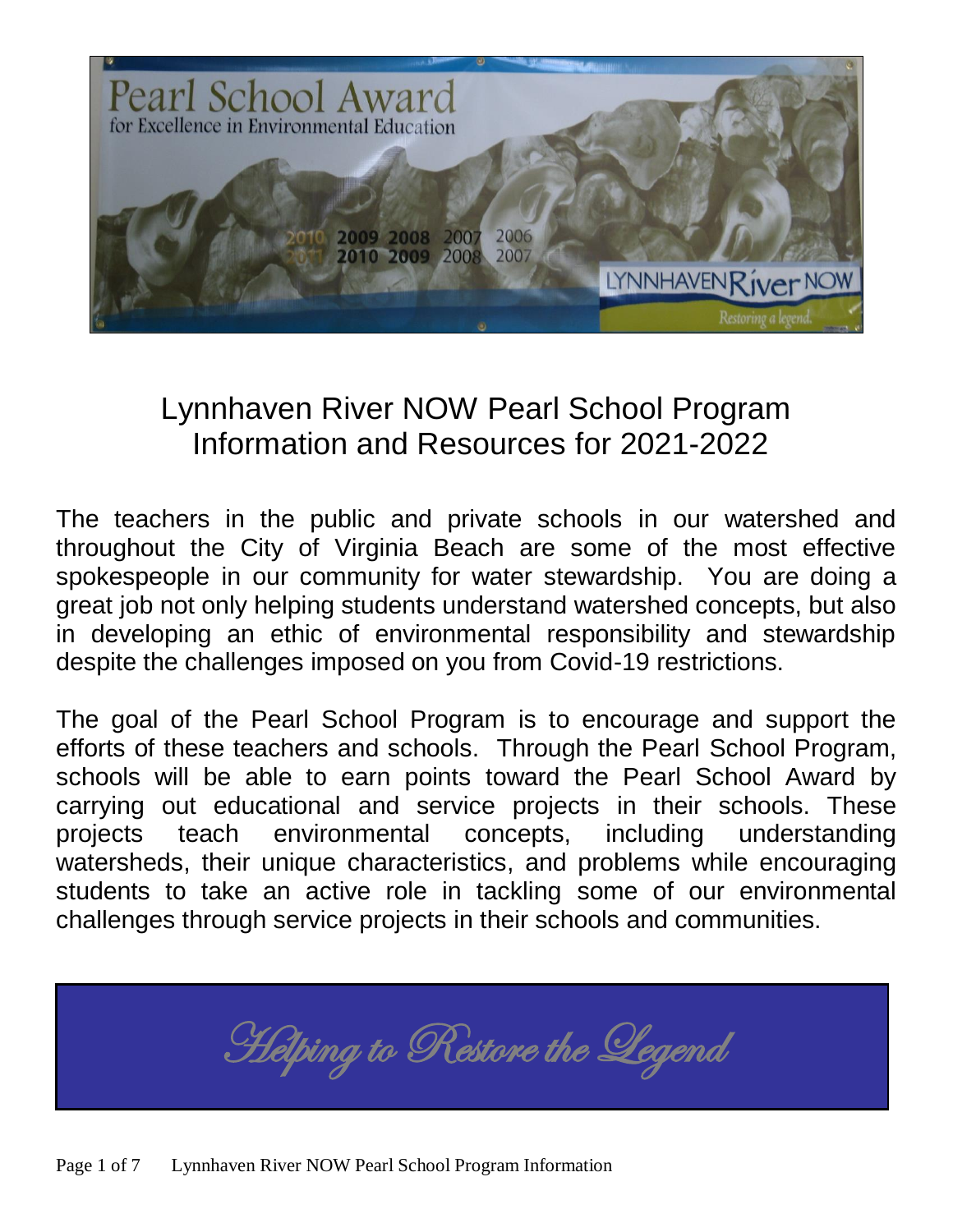Pearl School Award
for Excellence in Environmental Education

2010 2009 2008 2007 2006
2011 2010 2009 2008 2007

LYNNHAVEN River NOW
Restoring a legend.

# Lynnhaven River NOW Pearl School Program Information and Resources for 2021-2022

The teachers in the public and private schools in our watershed and throughout the City of Virginia Beach are some of the most effective spokespeople in our community for water stewardship. You are doing a great job not only helping students understand watershed concepts, but also in developing an ethic of environmental responsibility and stewardship despite the challenges imposed on you from Covid-19 restrictions.

The goal of the Pearl School Program is to encourage and support the efforts of these teachers and schools. Through the Pearl School Program, schools will be able to earn points toward the Pearl School Award by carrying out educational and service projects in their schools. These projects teach environmental concepts, including understanding watersheds, their unique characteristics, and problems while encouraging students to take an active role in tackling some of our environmental challenges through service projects in their schools and communities.

*Helping to Restore the Legend*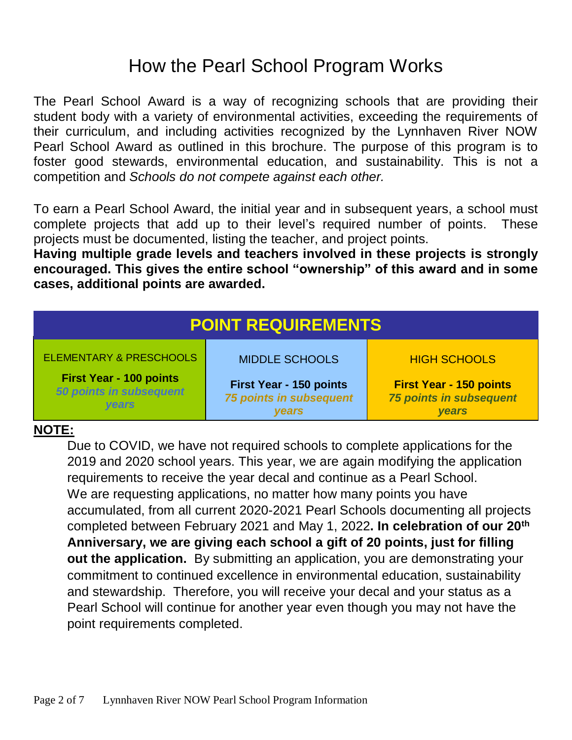# How the Pearl School Program Works

The Pearl School Award is a way of recognizing schools that are providing their student body with a variety of environmental activities, exceeding the requirements of their curriculum, and including activities recognized by the Lynnhaven River NOW Pearl School Award as outlined in this brochure. The purpose of this program is to foster good stewards, environmental education, and sustainability. This is not a competition and *Schools do not compete against each other.*

To earn a Pearl School Award, the initial year and in subsequent years, a school must complete projects that add up to their level's required number of points. These projects must be documented, listing the teacher, and project points.

**Having multiple grade levels and teachers involved in these projects is strongly encouraged. This gives the entire school "ownership" of this award and in some cases, additional points are awarded.**

| POINT REQUIREMENTS | | |
|---|---|---|
| ELEMENTARY & PRESCHOOLS | MIDDLE SCHOOLS | HIGH SCHOOLS |
| **First Year - 100 points** | **First Year - 150 points** | **First Year - 150 points** |
| ***50 points in subsequent years*** | ***75 points in subsequent years*** | ***75 points in subsequent years*** |

**NOTE:**

Due to COVID, we have not required schools to complete applications for the 2019 and 2020 school years. This year, we are again modifying the application requirements to receive the year decal and continue as a Pearl School. We are requesting applications, no matter how many points you have accumulated, from all current 2020-2021 Pearl Schools documenting all projects completed between February 2021 and May 1, 2022**. In celebration of our 20th Anniversary, we are giving each school a gift of 20 points, just for filling out the application.** By submitting an application, you are demonstrating your commitment to continued excellence in environmental education, sustainability and stewardship. Therefore, you will receive your decal and your status as a Pearl School will continue for another year even though you may not have the point requirements completed.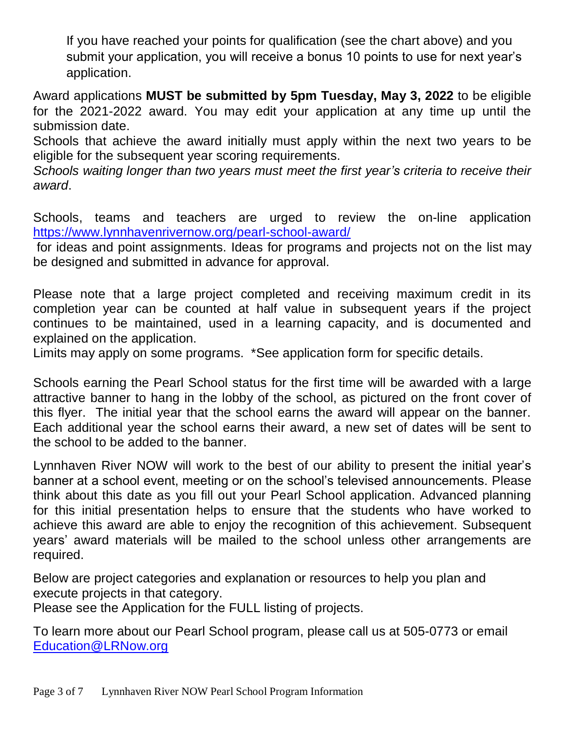If you have reached your points for qualification (see the chart above) and you submit your application, you will receive a bonus 10 points to use for next year's application.

Award applications **MUST be submitted by 5pm Tuesday, May 3, 2022** to be eligible for the 2021-2022 award. You may edit your application at any time up until the submission date.

Schools that achieve the award initially must apply within the next two years to be eligible for the subsequent year scoring requirements.

*Schools waiting longer than two years must meet the first year's criteria to receive their award*.

Schools, teams and teachers are urged to review the on-line application [https://www.lynnhavenrivernow.org/pearl-school-award/](https://www.lynnhavenrivernow.org/pearl-school-award/) for ideas and point assignments. Ideas for programs and projects not on the list may be designed and submitted in advance for approval.

Please note that a large project completed and receiving maximum credit in its completion year can be counted at half value in subsequent years if the project continues to be maintained, used in a learning capacity, and is documented and explained on the application.

Limits may apply on some programs. *See application form for specific details.

Schools earning the Pearl School status for the first time will be awarded with a large attractive banner to hang in the lobby of the school, as pictured on the front cover of this flyer. The initial year that the school earns the award will appear on the banner. Each additional year the school earns their award, a new set of dates will be sent to the school to be added to the banner.

Lynnhaven River NOW will work to the best of our ability to present the initial year's banner at a school event, meeting or on the school's televised announcements. Please think about this date as you fill out your Pearl School application. Advanced planning for this initial presentation helps to ensure that the students who have worked to achieve this award are able to enjoy the recognition of this achievement. Subsequent years' award materials will be mailed to the school unless other arrangements are required.

Below are project categories and explanation or resources to help you plan and execute projects in that category.

Please see the Application for the FULL listing of projects.

To learn more about our Pearl School program, please call us at 505-0773 or email [Education@LRNow.org](mailto:Education@LRNow.org)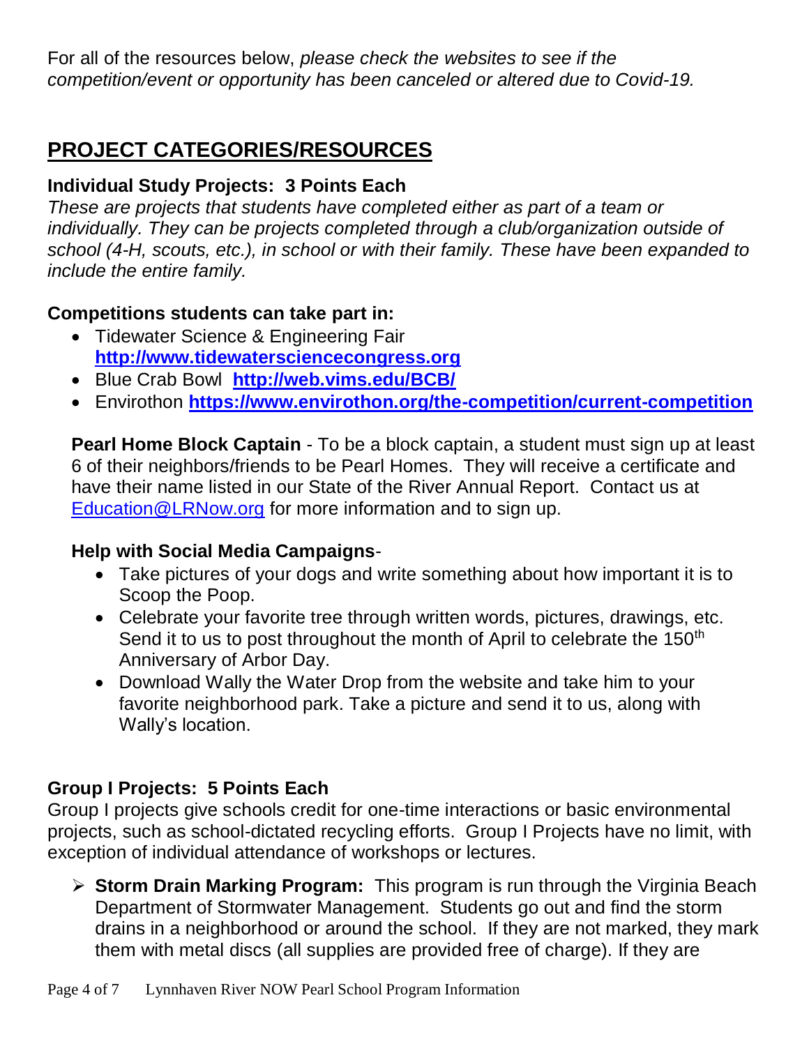For all of the resources below, *please check the websites to see if the competition/event or opportunity has been canceled or altered due to Covid-19.*

## PROJECT CATEGORIES/RESOURCES

### Individual Study Projects: 3 Points Each

*These are projects that students have completed either as part of a team or individually. They can be projects completed through a club/organization outside of school (4-H, scouts, etc.), in school or with their family. These have been expanded to include the entire family.*

**Competitions students can take part in:**

- Tidewater Science & Engineering Fair **http://www.tidewatersciencecongress.org**
- Blue Crab Bowl **http://web.vims.edu/BCB/**
- Envirothon **https://www.envirothon.org/the-competition/current-competition**

**Pearl Home Block Captain** - To be a block captain, a student must sign up at least 6 of their neighbors/friends to be Pearl Homes. They will receive a certificate and have their name listed in our State of the River Annual Report. Contact us at Education@LRNow.org for more information and to sign up.

**Help with Social Media Campaigns**-

- Take pictures of your dogs and write something about how important it is to Scoop the Poop.
- Celebrate your favorite tree through written words, pictures, drawings, etc. Send it to us to post throughout the month of April to celebrate the 150th Anniversary of Arbor Day.
- Download Wally the Water Drop from the website and take him to your favorite neighborhood park. Take a picture and send it to us, along with Wally's location.

### Group I Projects: 5 Points Each

Group I projects give schools credit for one-time interactions or basic environmental projects, such as school-dictated recycling efforts. Group I Projects have no limit, with exception of individual attendance of workshops or lectures.

- **Storm Drain Marking Program:** This program is run through the Virginia Beach Department of Stormwater Management. Students go out and find the storm drains in a neighborhood or around the school. If they are not marked, they mark them with metal discs (all supplies are provided free of charge). If they are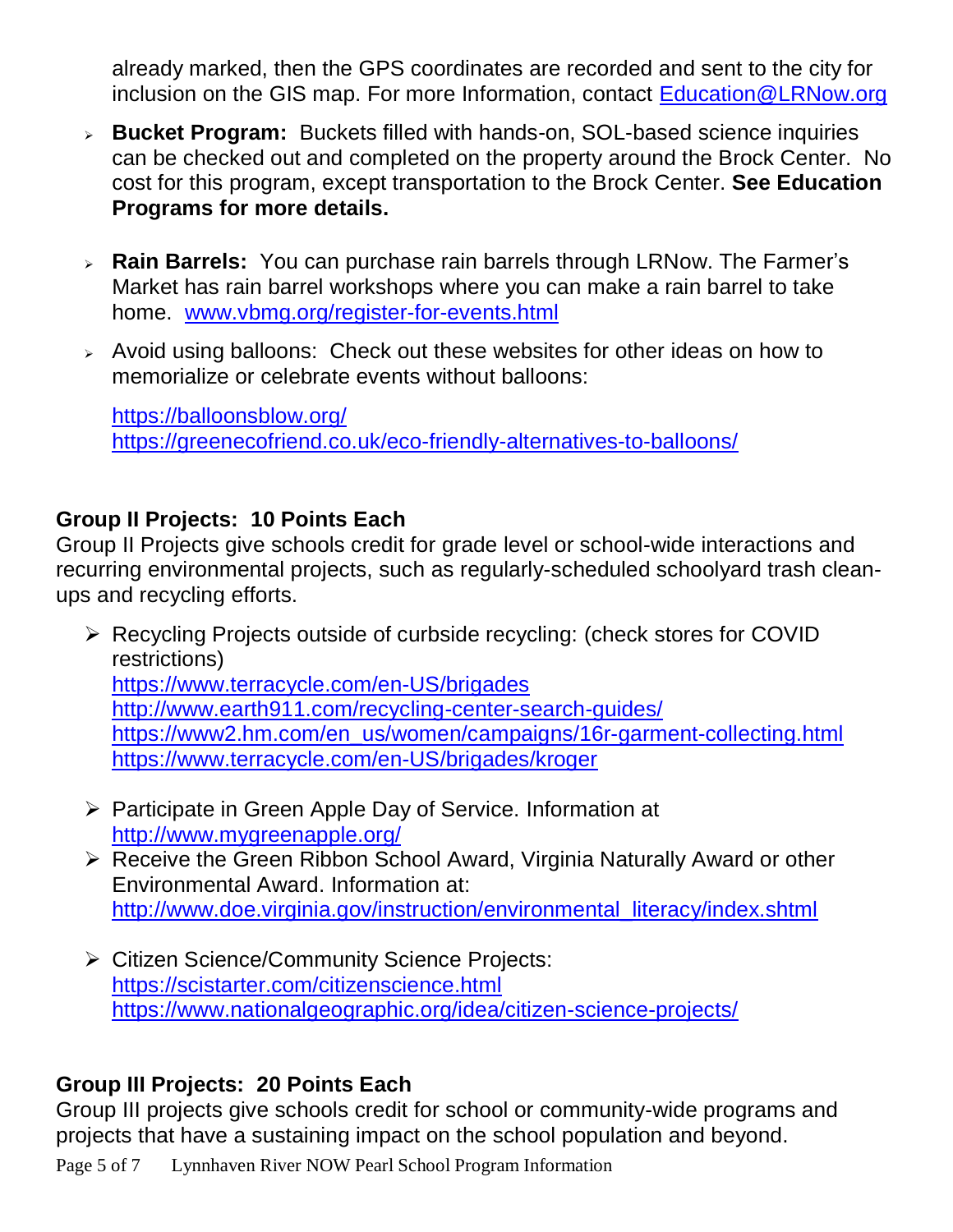already marked, then the GPS coordinates are recorded and sent to the city for inclusion on the GIS map. For more Information, contact Education@LRNow.org

- **Bucket Program:** Buckets filled with hands-on, SOL-based science inquiries can be checked out and completed on the property around the Brock Center. No cost for this program, except transportation to the Brock Center. **See Education Programs for more details.**

- **Rain Barrels:** You can purchase rain barrels through LRNow. The Farmer's Market has rain barrel workshops where you can make a rain barrel to take home. www.vbmg.org/register-for-events.html

- Avoid using balloons: Check out these websites for other ideas on how to memorialize or celebrate events without balloons:

  https://balloonsblow.org/
  https://greenecofriend.co.uk/eco-friendly-alternatives-to-balloons/

## Group II Projects: 10 Points Each

Group II Projects give schools credit for grade level or school-wide interactions and recurring environmental projects, such as regularly-scheduled schoolyard trash clean-ups and recycling efforts.

- Recycling Projects outside of curbside recycling: (check stores for COVID restrictions)
  https://www.terracycle.com/en-US/brigades
  http://www.earth911.com/recycling-center-search-guides/
  https://www2.hm.com/en_us/women/campaigns/16r-garment-collecting.html
  https://www.terracycle.com/en-US/brigades/kroger

- Participate in Green Apple Day of Service. Information at http://www.mygreenapple.org/
- Receive the Green Ribbon School Award, Virginia Naturally Award or other Environmental Award. Information at: http://www.doe.virginia.gov/instruction/environmental_literacy/index.shtml

- Citizen Science/Community Science Projects:
  https://scistarter.com/citizenscience.html
  https://www.nationalgeographic.org/idea/citizen-science-projects/

## Group III Projects: 20 Points Each

Group III projects give schools credit for school or community-wide programs and projects that have a sustaining impact on the school population and beyond.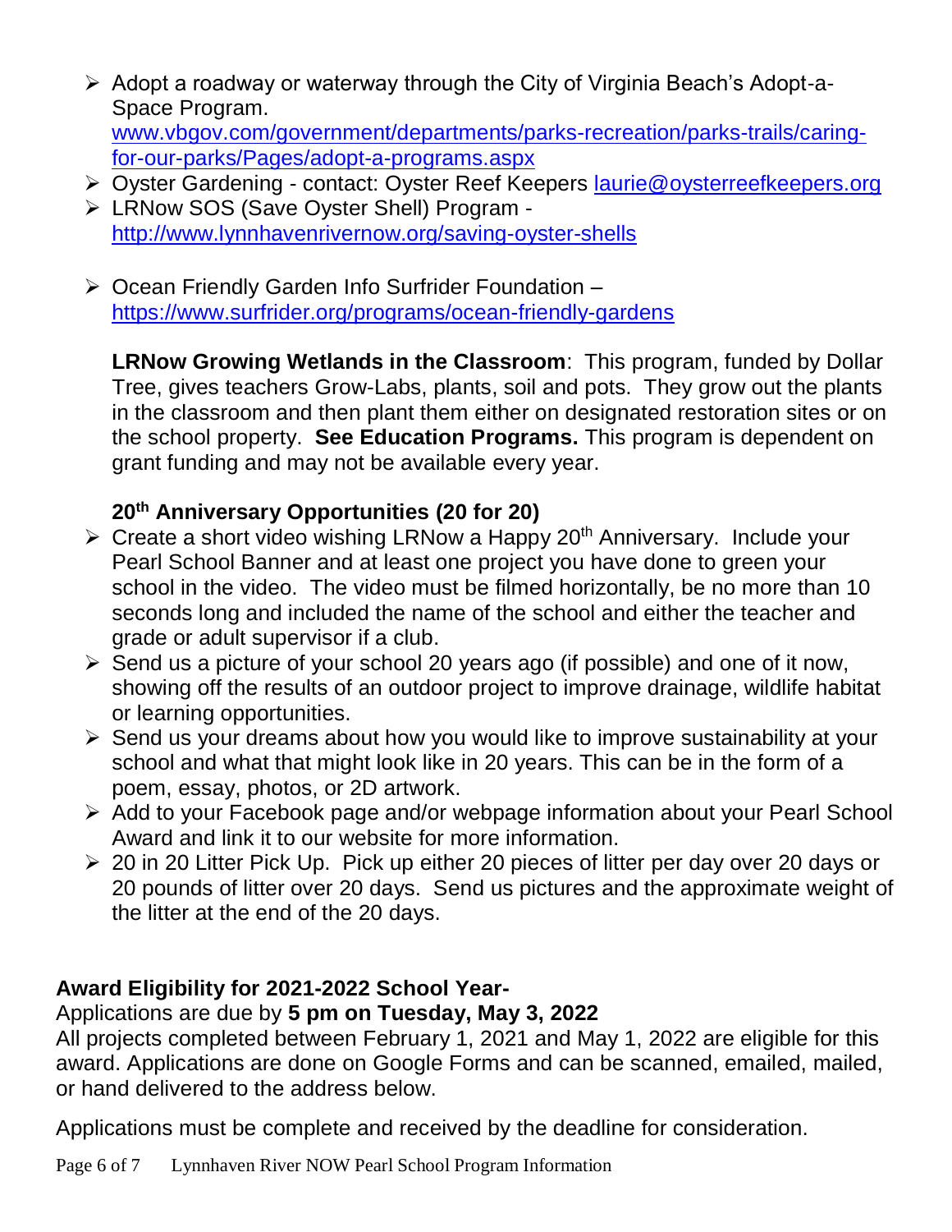- Adopt a roadway or waterway through the City of Virginia Beach's Adopt-a-Space Program. [www.vbgov.com/government/departments/parks-recreation/parks-trails/caring-for-our-parks/Pages/adopt-a-programs.aspx](www.vbgov.com/government/departments/parks-recreation/parks-trails/caring-for-our-parks/Pages/adopt-a-programs.aspx)
- Oyster Gardening - contact: Oyster Reef Keepers [laurie@oysterreefkeepers.org](mailto:laurie@oysterreefkeepers.org)
- LRNow SOS (Save Oyster Shell) Program - [http://www.lynnhavenrivernow.org/saving-oyster-shells](http://www.lynnhavenrivernow.org/saving-oyster-shells)
- Ocean Friendly Garden Info Surfrider Foundation – [https://www.surfrider.org/programs/ocean-friendly-gardens](https://www.surfrider.org/programs/ocean-friendly-gardens)

**LRNow Growing Wetlands in the Classroom**: This program, funded by Dollar Tree, gives teachers Grow-Labs, plants, soil and pots. They grow out the plants in the classroom and then plant them either on designated restoration sites or on the school property. **See Education Programs.** This program is dependent on grant funding and may not be available every year.

**20th Anniversary Opportunities (20 for 20)**

- Create a short video wishing LRNow a Happy 20th Anniversary. Include your Pearl School Banner and at least one project you have done to green your school in the video. The video must be filmed horizontally, be no more than 10 seconds long and included the name of the school and either the teacher and grade or adult supervisor if a club.
- Send us a picture of your school 20 years ago (if possible) and one of it now, showing off the results of an outdoor project to improve drainage, wildlife habitat or learning opportunities.
- Send us your dreams about how you would like to improve sustainability at your school and what that might look like in 20 years. This can be in the form of a poem, essay, photos, or 2D artwork.
- Add to your Facebook page and/or webpage information about your Pearl School Award and link it to our website for more information.
- 20 in 20 Litter Pick Up. Pick up either 20 pieces of litter per day over 20 days or 20 pounds of litter over 20 days. Send us pictures and the approximate weight of the litter at the end of the 20 days.

**Award Eligibility for 2021-2022 School Year-**

Applications are due by **5 pm on Tuesday, May 3, 2022**

All projects completed between February 1, 2021 and May 1, 2022 are eligible for this award. Applications are done on Google Forms and can be scanned, emailed, mailed, or hand delivered to the address below.

Applications must be complete and received by the deadline for consideration.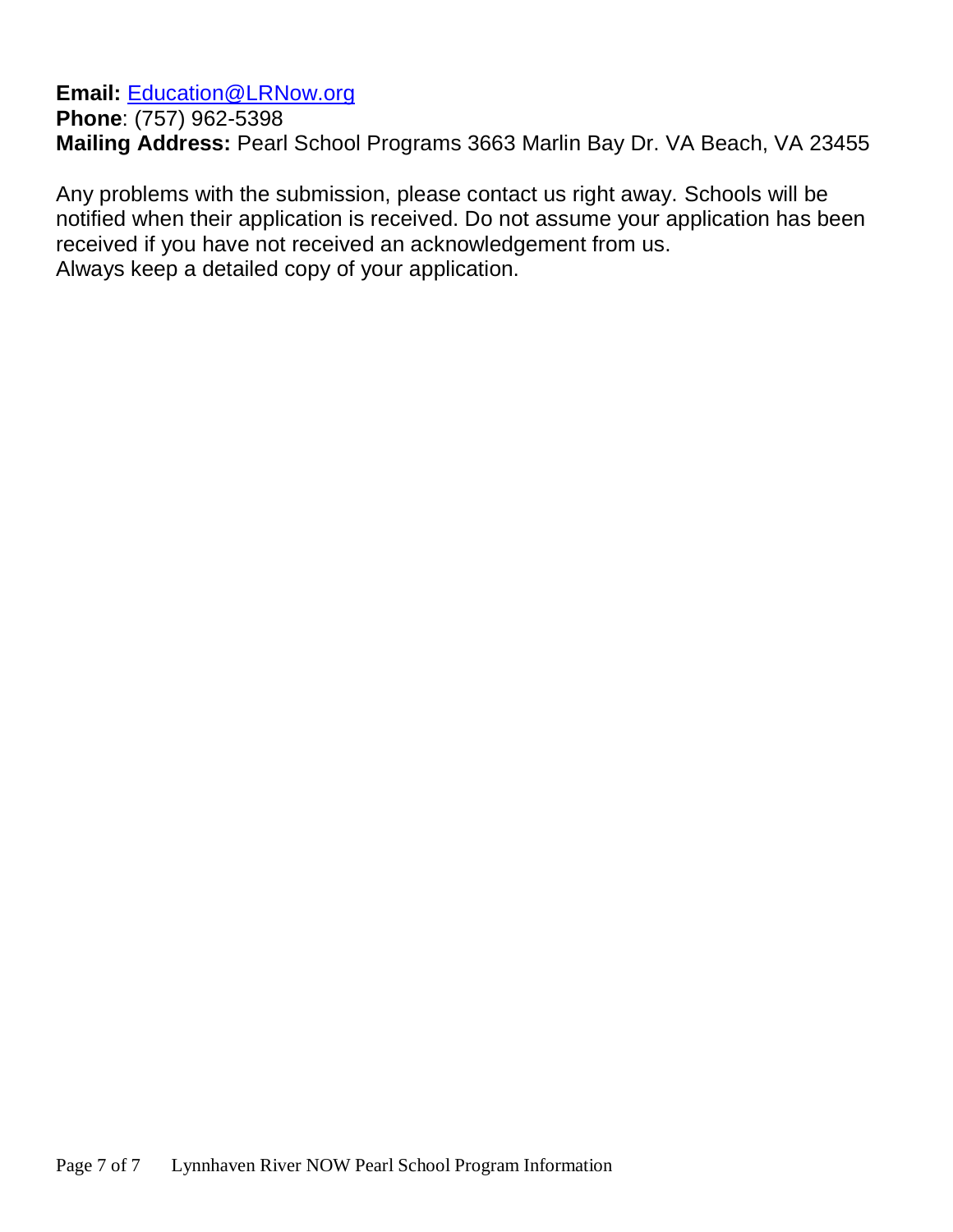**Email:** Education@LRNow.org
**Phone**: (757) 962-5398
**Mailing Address:** Pearl School Programs 3663 Marlin Bay Dr. VA Beach, VA 23455

Any problems with the submission, please contact us right away. Schools will be notified when their application is received. Do not assume your application has been received if you have not received an acknowledgement from us.
Always keep a detailed copy of your application.